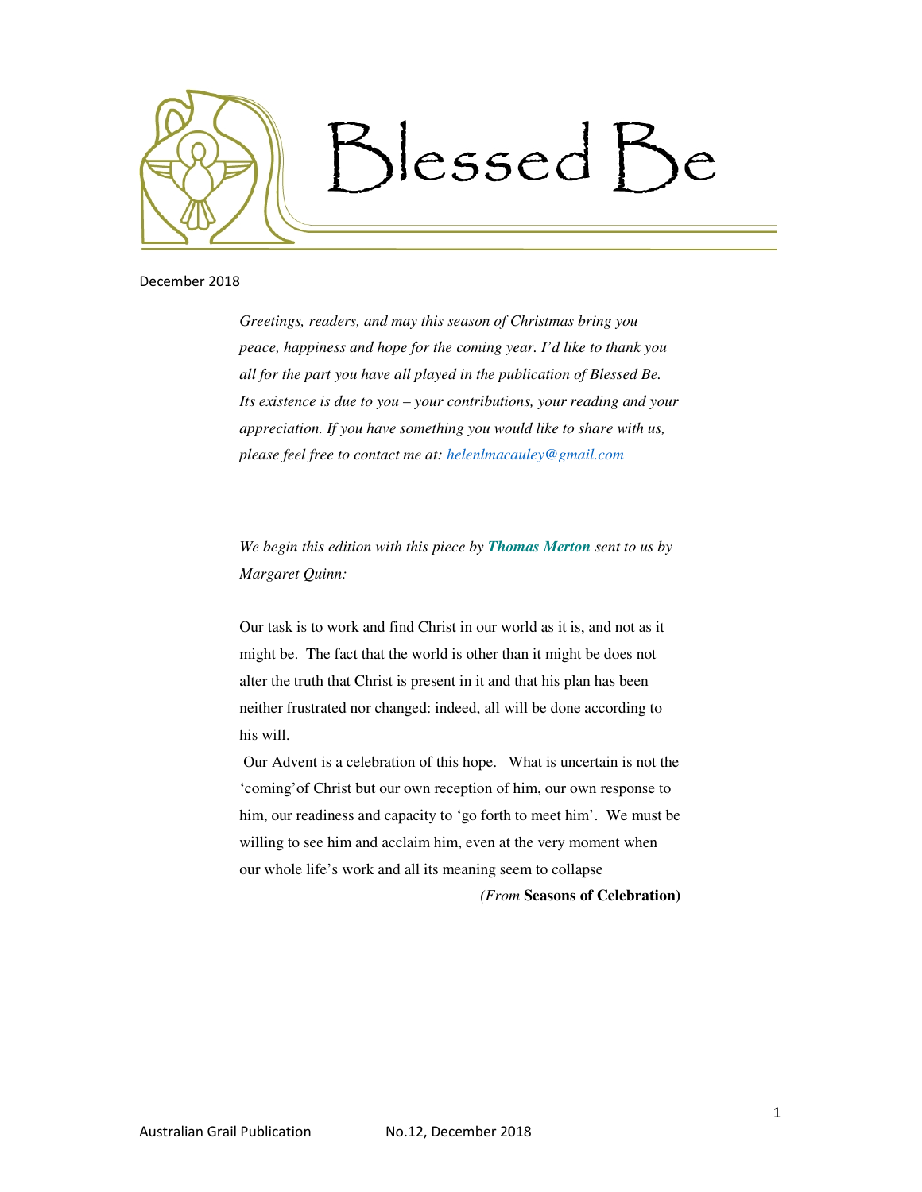# Blessed Be

December 2018

*Greetings, readers, and may this season of Christmas bring you peace, happiness and hope for the coming year. I'd like to thank you all for the part you have all played in the publication of Blessed Be. Its existence is due to you – your contributions, your reading and your appreciation. If you have something you would like to share with us, please feel free to contact me at: helenlmacauley@gmail.com*

*We begin this edition with this piece by **Thomas Merton** sent to us by Margaret Quinn:*

Our task is to work and find Christ in our world as it is, and not as it might be. The fact that the world is other than it might be does not alter the truth that Christ is present in it and that his plan has been neither frustrated nor changed: indeed, all will be done according to his will.

Our Advent is a celebration of this hope. What is uncertain is not the 'coming' of Christ but our own reception of him, our own response to him, our readiness and capacity to 'go forth to meet him'. We must be willing to see him and acclaim him, even at the very moment when our whole life's work and all its meaning seem to collapse

*(From* **Seasons of Celebration)**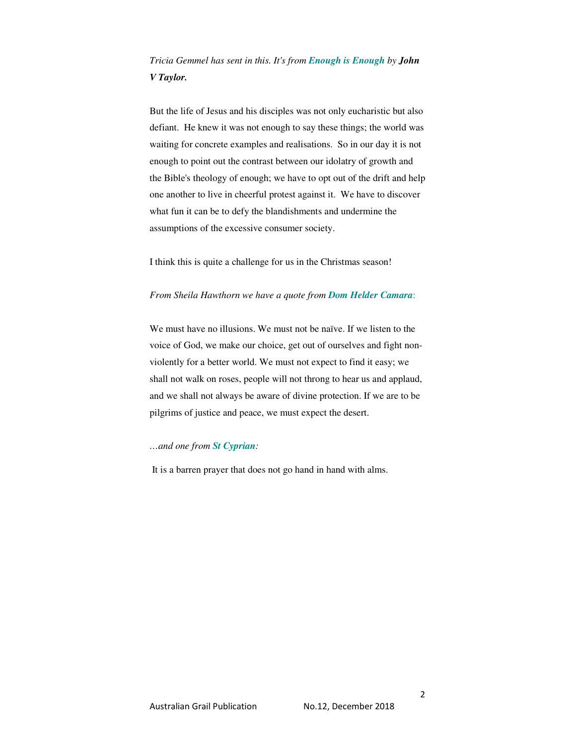*Tricia Gemmel has sent in this. It's from* ***Enough is Enough*** *by* ***John V Taylor.***

But the life of Jesus and his disciples was not only eucharistic but also defiant. He knew it was not enough to say these things; the world was waiting for concrete examples and realisations. So in our day it is not enough to point out the contrast between our idolatry of growth and the Bible's theology of enough; we have to opt out of the drift and help one another to live in cheerful protest against it. We have to discover what fun it can be to defy the blandishments and undermine the assumptions of the excessive consumer society.

I think this is quite a challenge for us in the Christmas season!

*From Sheila Hawthorn we have a quote from* ***Dom Helder Camara***:

We must have no illusions. We must not be naïve. If we listen to the voice of God, we make our choice, get out of ourselves and fight non-violently for a better world. We must not expect to find it easy; we shall not walk on roses, people will not throng to hear us and applaud, and we shall not always be aware of divine protection. If we are to be pilgrims of justice and peace, we must expect the desert.

*…and one from* ***St Cyprian****:*

It is a barren prayer that does not go hand in hand with alms.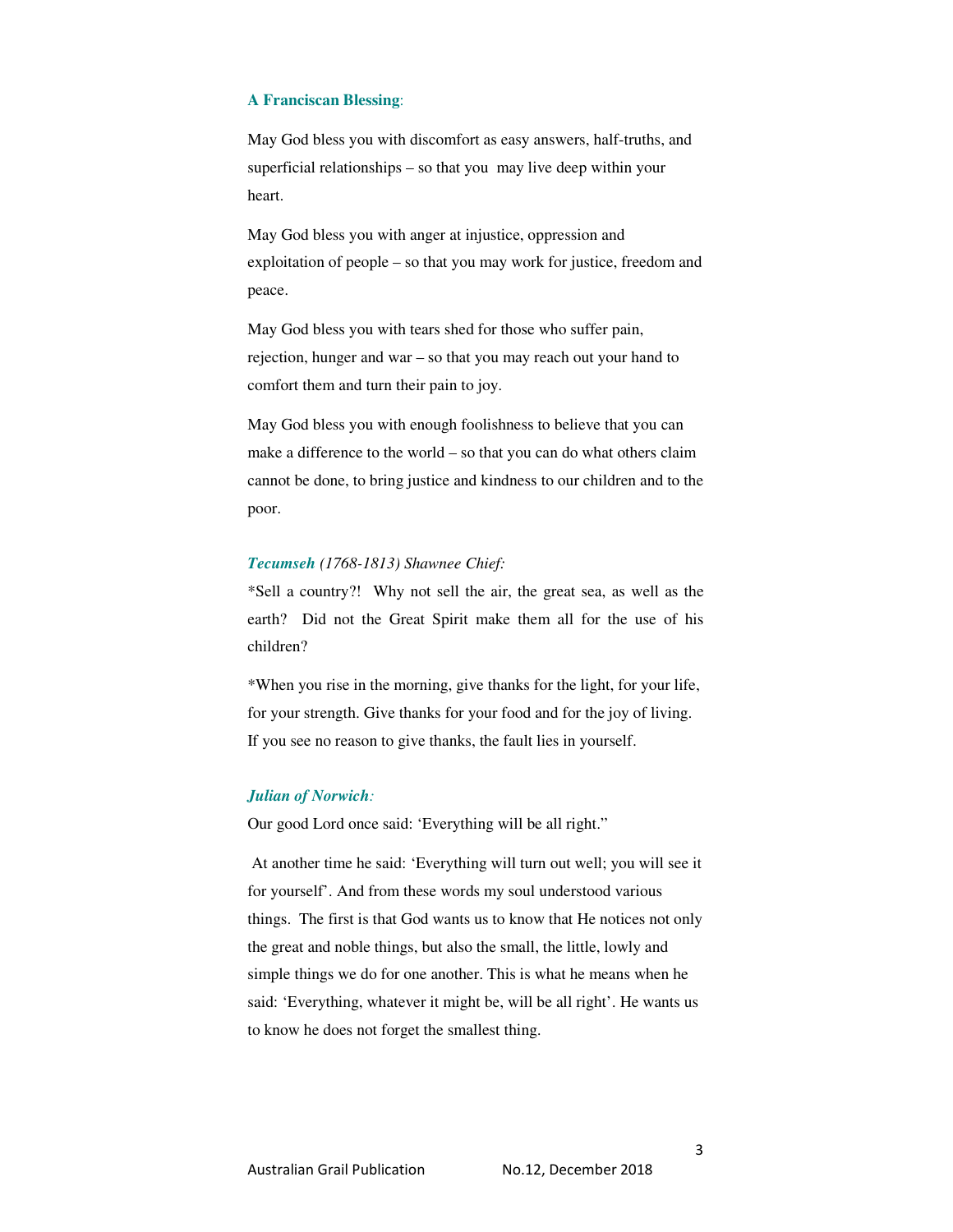**A Franciscan Blessing**:

May God bless you with discomfort as easy answers, half-truths, and superficial relationships – so that you may live deep within your heart.

May God bless you with anger at injustice, oppression and exploitation of people – so that you may work for justice, freedom and peace.

May God bless you with tears shed for those who suffer pain, rejection, hunger and war – so that you may reach out your hand to comfort them and turn their pain to joy.

May God bless you with enough foolishness to believe that you can make a difference to the world – so that you can do what others claim cannot be done, to bring justice and kindness to our children and to the poor.

***Tecumseh** (1768-1813) Shawnee Chief:*

*Sell a country?! Why not sell the air, the great sea, as well as the earth? Did not the Great Spirit make them all for the use of his children?

*When you rise in the morning, give thanks for the light, for your life, for your strength. Give thanks for your food and for the joy of living. If you see no reason to give thanks, the fault lies in yourself.

***Julian of Norwich**:*

Our good Lord once said: 'Everything will be all right."

At another time he said: 'Everything will turn out well; you will see it for yourself'. And from these words my soul understood various things. The first is that God wants us to know that He notices not only the great and noble things, but also the small, the little, lowly and simple things we do for one another. This is what he means when he said: 'Everything, whatever it might be, will be all right'. He wants us to know he does not forget the smallest thing.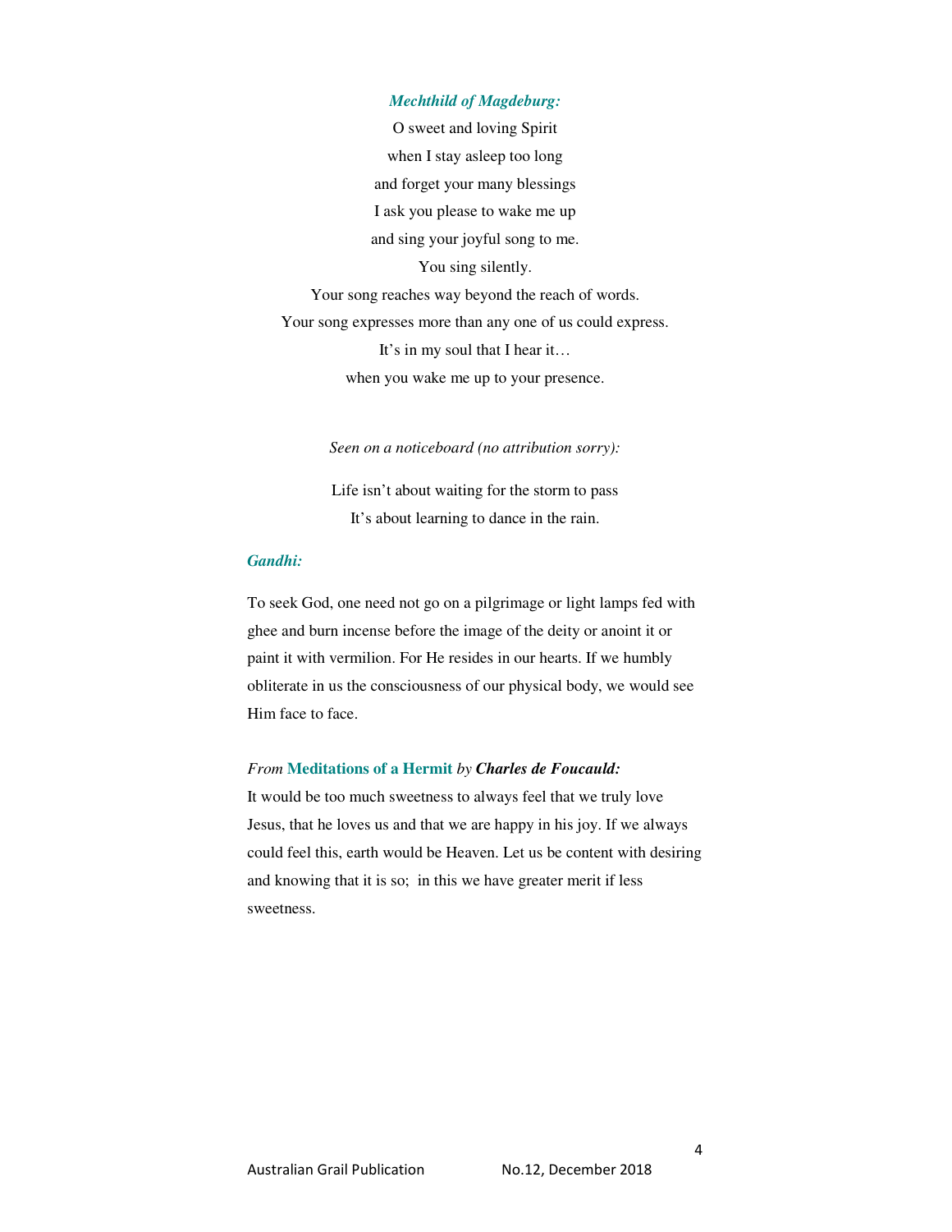***Mechthild of Magdeburg:***

O sweet and loving Spirit  
when I stay asleep too long  
and forget your many blessings  
I ask you please to wake me up  
and sing your joyful song to me.  
You sing silently.  
Your song reaches way beyond the reach of words.  
Your song expresses more than any one of us could express.  
It's in my soul that I hear it…  
when you wake me up to your presence.

*Seen on a noticeboard (no attribution sorry):*

Life isn't about waiting for the storm to pass  
It's about learning to dance in the rain.

***Gandhi:***

To seek God, one need not go on a pilgrimage or light lamps fed with ghee and burn incense before the image of the deity or anoint it or paint it with vermilion. For He resides in our hearts. If we humbly obliterate in us the consciousness of our physical body, we would see Him face to face.

*From* **Meditations of a Hermit** *by* ***Charles de Foucauld:***

It would be too much sweetness to always feel that we truly love Jesus, that he loves us and that we are happy in his joy. If we always could feel this, earth would be Heaven. Let us be content with desiring and knowing that it is so; in this we have greater merit if less sweetness.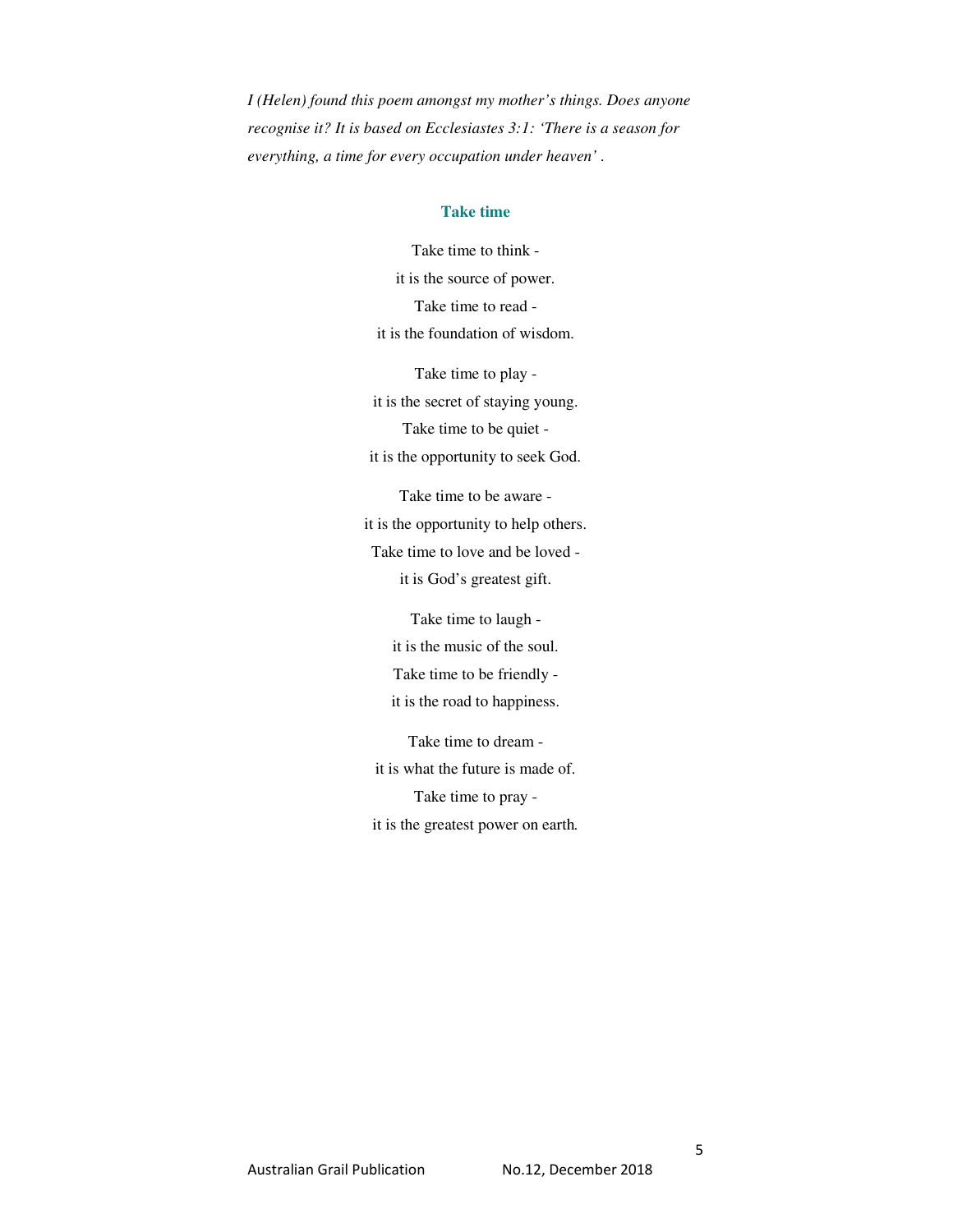*I (Helen) found this poem amongst my mother's things. Does anyone recognise it? It is based on Ecclesiastes 3:1: 'There is a season for everything, a time for every occupation under heaven' .*

## Take time

Take time to think -  
it is the source of power.  
Take time to read -  
it is the foundation of wisdom.

Take time to play -  
it is the secret of staying young.  
Take time to be quiet -  
it is the opportunity to seek God.

Take time to be aware -  
it is the opportunity to help others.  
Take time to love and be loved -  
it is God's greatest gift.

Take time to laugh -  
it is the music of the soul.  
Take time to be friendly -  
it is the road to happiness.

Take time to dream -  
it is what the future is made of.  
Take time to pray -  
it is the greatest power on earth.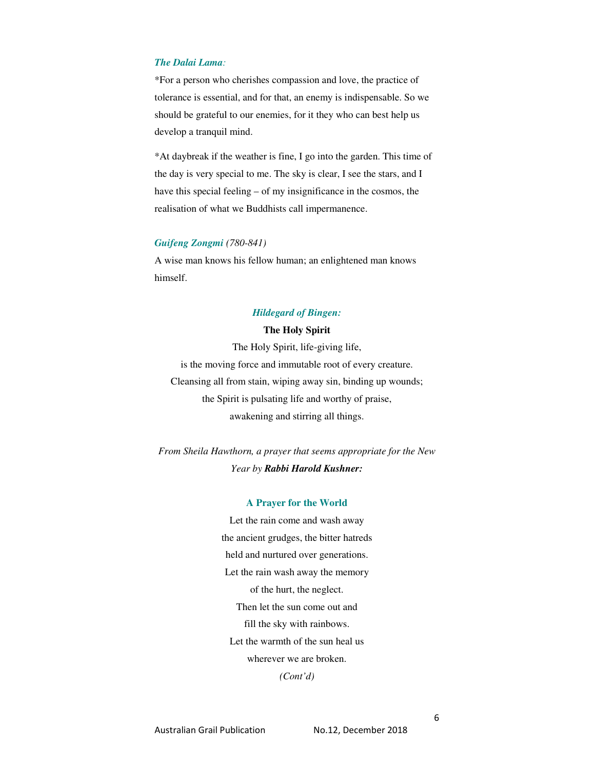***The Dalai Lama:***

*For a person who cherishes compassion and love, the practice of tolerance is essential, and for that, an enemy is indispensable. So we should be grateful to our enemies, for it they who can best help us develop a tranquil mind.

*At daybreak if the weather is fine, I go into the garden. This time of the day is very special to me. The sky is clear, I see the stars, and I have this special feeling – of my insignificance in the cosmos, the realisation of what we Buddhists call impermanence.

***Guifeng Zongmi*** *(780-841)*

A wise man knows his fellow human; an enlightened man knows himself.

***Hildegard of Bingen:***

**The Holy Spirit**

The Holy Spirit, life-giving life,
is the moving force and immutable root of every creature.
Cleansing all from stain, wiping away sin, binding up wounds;
the Spirit is pulsating life and worthy of praise,
awakening and stirring all things.

*From Sheila Hawthorn, a prayer that seems appropriate for the New Year by* ***Rabbi Harold Kushner:***

**A Prayer for the World**

Let the rain come and wash away
the ancient grudges, the bitter hatreds
held and nurtured over generations.
Let the rain wash away the memory
of the hurt, the neglect.
Then let the sun come out and
fill the sky with rainbows.
Let the warmth of the sun heal us
wherever we are broken.

*(Cont'd)*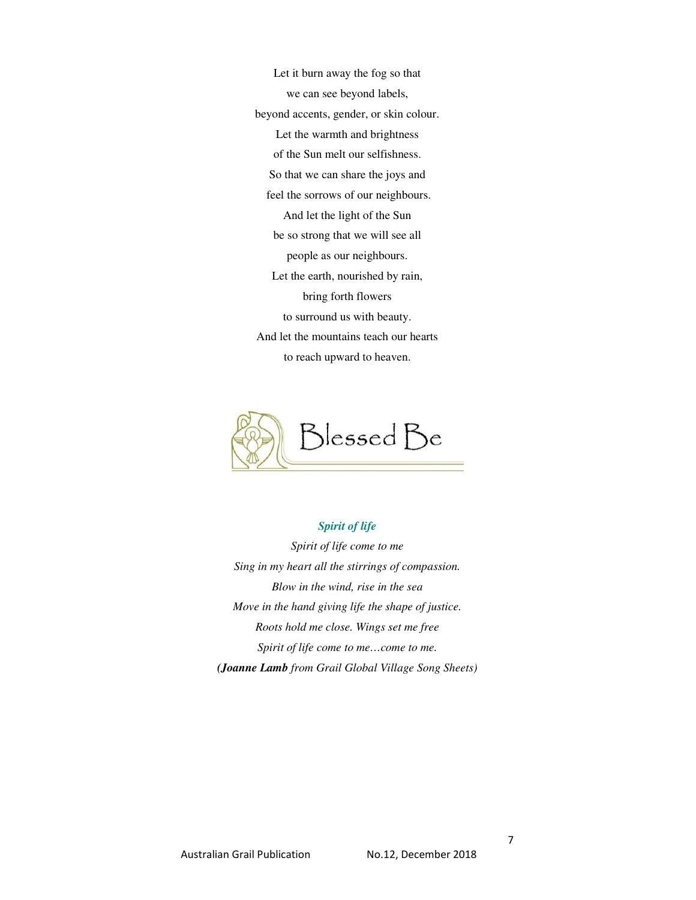Let it burn away the fog so that
we can see beyond labels,
beyond accents, gender, or skin colour.
Let the warmth and brightness
of the Sun melt our selfishness.
So that we can share the joys and
feel the sorrows of our neighbours.
And let the light of the Sun
be so strong that we will see all
people as our neighbours.
Let the earth, nourished by rain,
bring forth flowers
to surround us with beauty.
And let the mountains teach our hearts
to reach upward to heaven.

# Blessed Be

***Spirit of life***

*Spirit of life come to me*
*Sing in my heart all the stirrings of compassion.*
*Blow in the wind, rise in the sea*
*Move in the hand giving life the shape of justice.*
*Roots hold me close. Wings set me free*
*Spirit of life come to me…come to me.*
*(**Joanne Lamb** from Grail Global Village Song Sheets)*